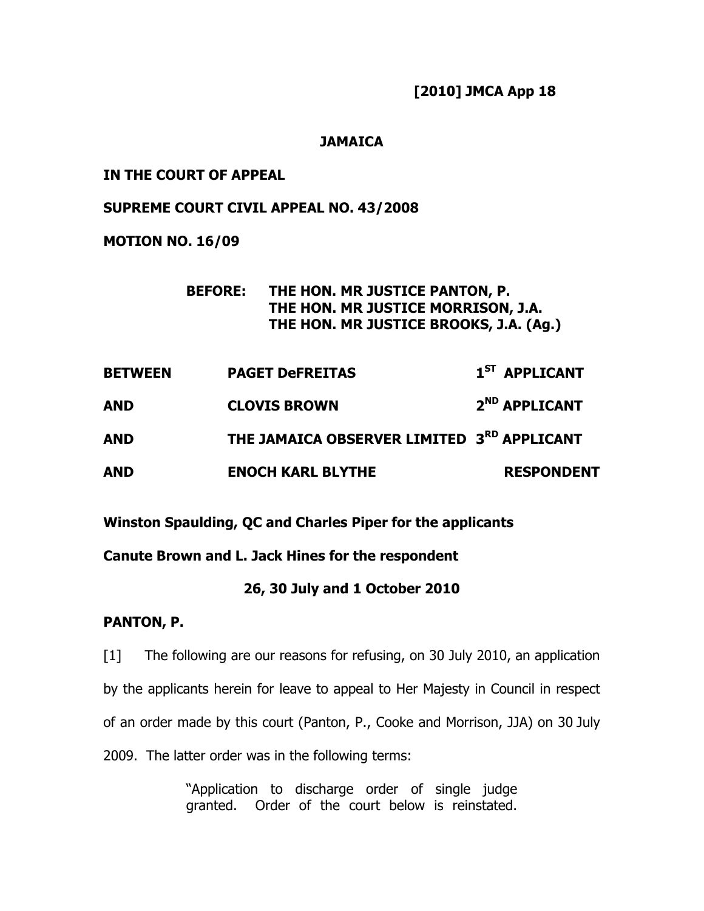**[2010] JMCA App 18**

**JAMAICA**

**IN THE COURT OF APPEAL**

**SUPREME COURT CIVIL APPEAL NO. 43/2008**

**MOTION NO. 16/09**

**BEFORE: THE HON. MR JUSTICE PANTON, P.**
**THE HON. MR JUSTICE MORRISON, J.A.**
**THE HON. MR JUSTICE BROOKS, J.A. (Ag.)**

| | | |
|---|---|---|
| **BETWEEN** | **PAGET DeFREITAS** | **1ST APPLICANT** |
| **AND** | **CLOVIS BROWN** | **2ND APPLICANT** |
| **AND** | **THE JAMAICA OBSERVER LIMITED** | **3RD APPLICANT** |
| **AND** | **ENOCH KARL BLYTHE** | **RESPONDENT** |

**Winston Spaulding, QC and Charles Piper for the applicants**

**Canute Brown and L. Jack Hines for the respondent**

**26, 30 July and 1 October 2010**

**PANTON, P.**

[1] The following are our reasons for refusing, on 30 July 2010, an application by the applicants herein for leave to appeal to Her Majesty in Council in respect of an order made by this court (Panton, P., Cooke and Morrison, JJA) on 30 July 2009. The latter order was in the following terms:

> "Application to discharge order of single judge granted. Order of the court below is reinstated.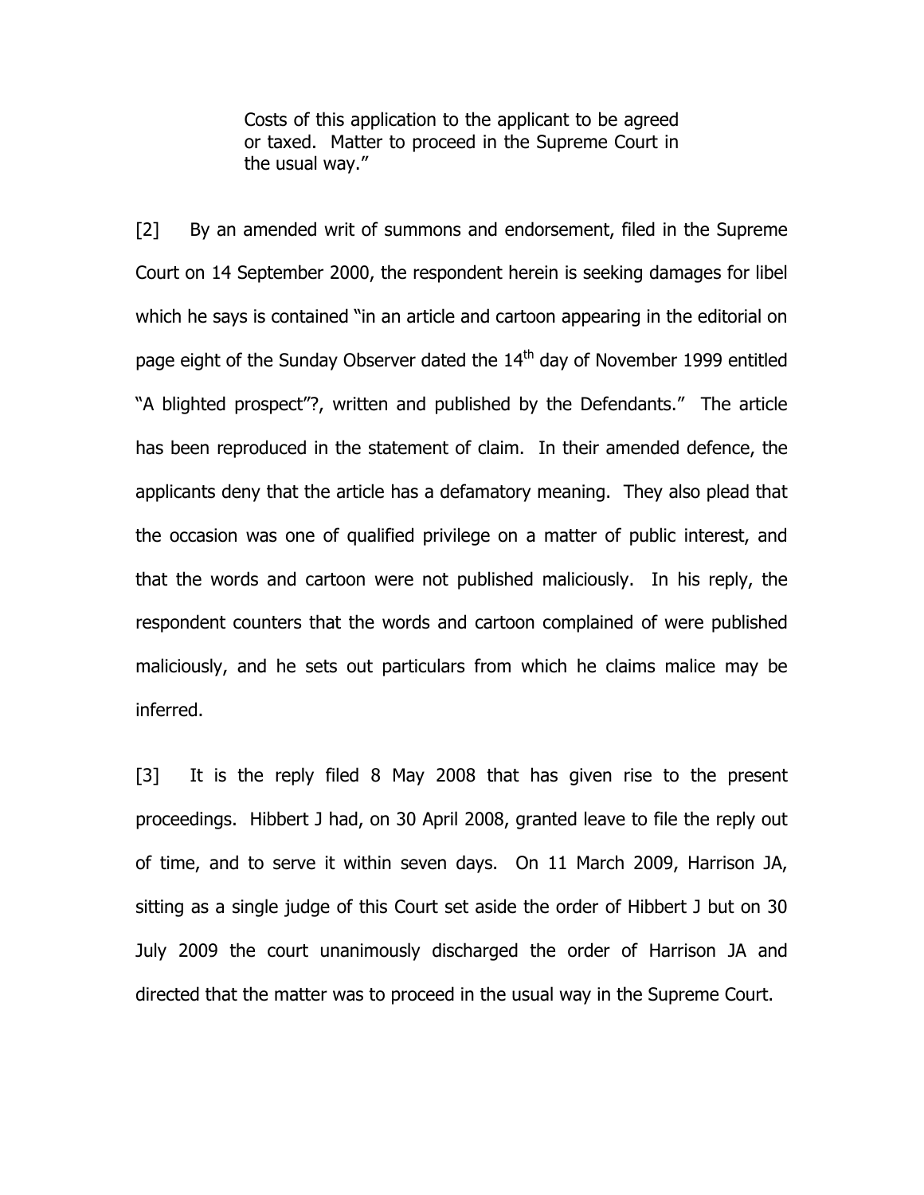> Costs of this application to the applicant to be agreed or taxed. Matter to proceed in the Supreme Court in the usual way."

[2] By an amended writ of summons and endorsement, filed in the Supreme Court on 14 September 2000, the respondent herein is seeking damages for libel which he says is contained "in an article and cartoon appearing in the editorial on page eight of the Sunday Observer dated the 14th day of November 1999 entitled "A blighted prospect"?, written and published by the Defendants." The article has been reproduced in the statement of claim. In their amended defence, the applicants deny that the article has a defamatory meaning. They also plead that the occasion was one of qualified privilege on a matter of public interest, and that the words and cartoon were not published maliciously. In his reply, the respondent counters that the words and cartoon complained of were published maliciously, and he sets out particulars from which he claims malice may be inferred.

[3] It is the reply filed 8 May 2008 that has given rise to the present proceedings. Hibbert J had, on 30 April 2008, granted leave to file the reply out of time, and to serve it within seven days. On 11 March 2009, Harrison JA, sitting as a single judge of this Court set aside the order of Hibbert J but on 30 July 2009 the court unanimously discharged the order of Harrison JA and directed that the matter was to proceed in the usual way in the Supreme Court.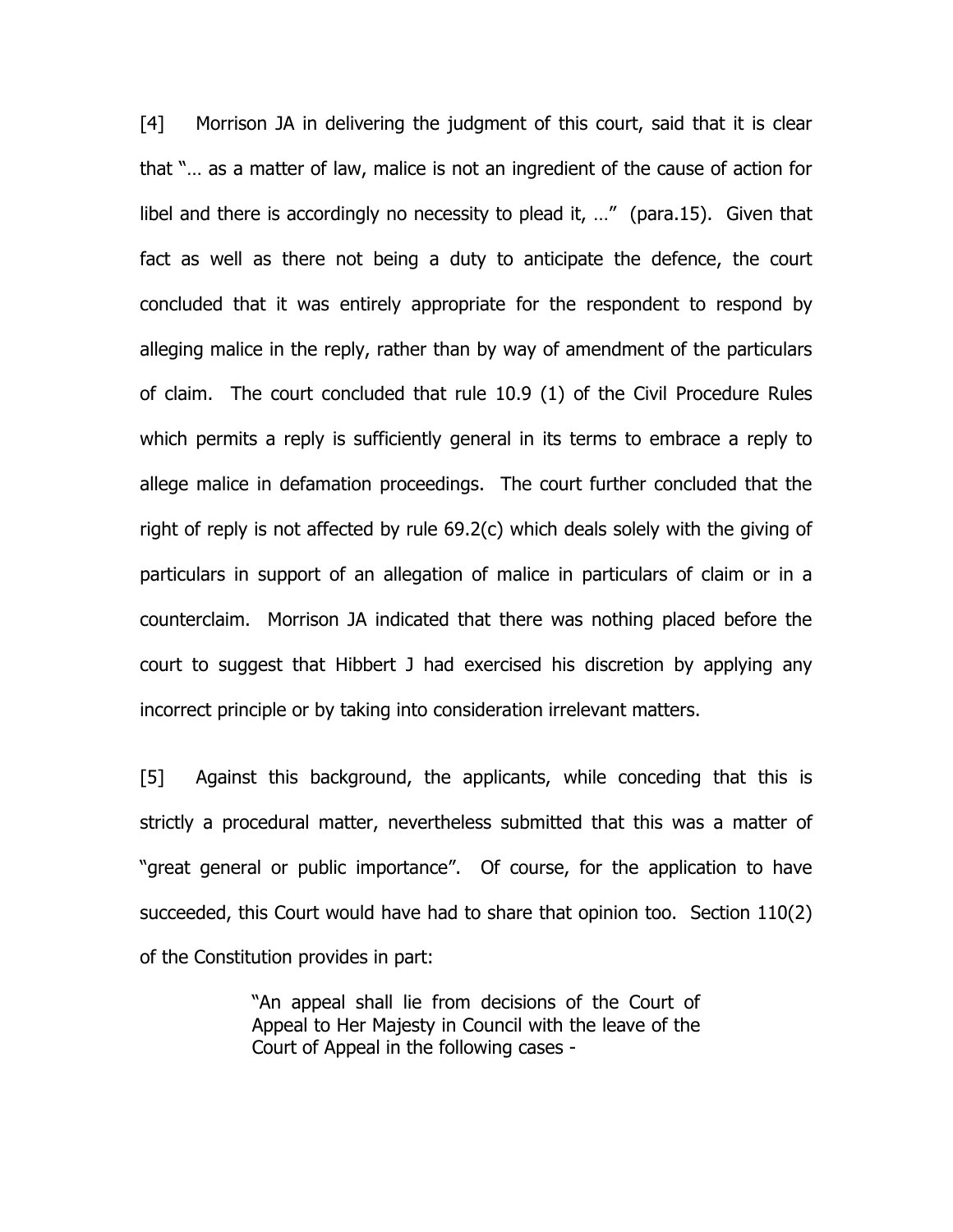[4] Morrison JA in delivering the judgment of this court, said that it is clear that "… as a matter of law, malice is not an ingredient of the cause of action for libel and there is accordingly no necessity to plead it, …" (para.15). Given that fact as well as there not being a duty to anticipate the defence, the court concluded that it was entirely appropriate for the respondent to respond by alleging malice in the reply, rather than by way of amendment of the particulars of claim. The court concluded that rule 10.9 (1) of the Civil Procedure Rules which permits a reply is sufficiently general in its terms to embrace a reply to allege malice in defamation proceedings. The court further concluded that the right of reply is not affected by rule 69.2(c) which deals solely with the giving of particulars in support of an allegation of malice in particulars of claim or in a counterclaim. Morrison JA indicated that there was nothing placed before the court to suggest that Hibbert J had exercised his discretion by applying any incorrect principle or by taking into consideration irrelevant matters.

[5] Against this background, the applicants, while conceding that this is strictly a procedural matter, nevertheless submitted that this was a matter of "great general or public importance". Of course, for the application to have succeeded, this Court would have had to share that opinion too. Section 110(2) of the Constitution provides in part:

> "An appeal shall lie from decisions of the Court of Appeal to Her Majesty in Council with the leave of the Court of Appeal in the following cases -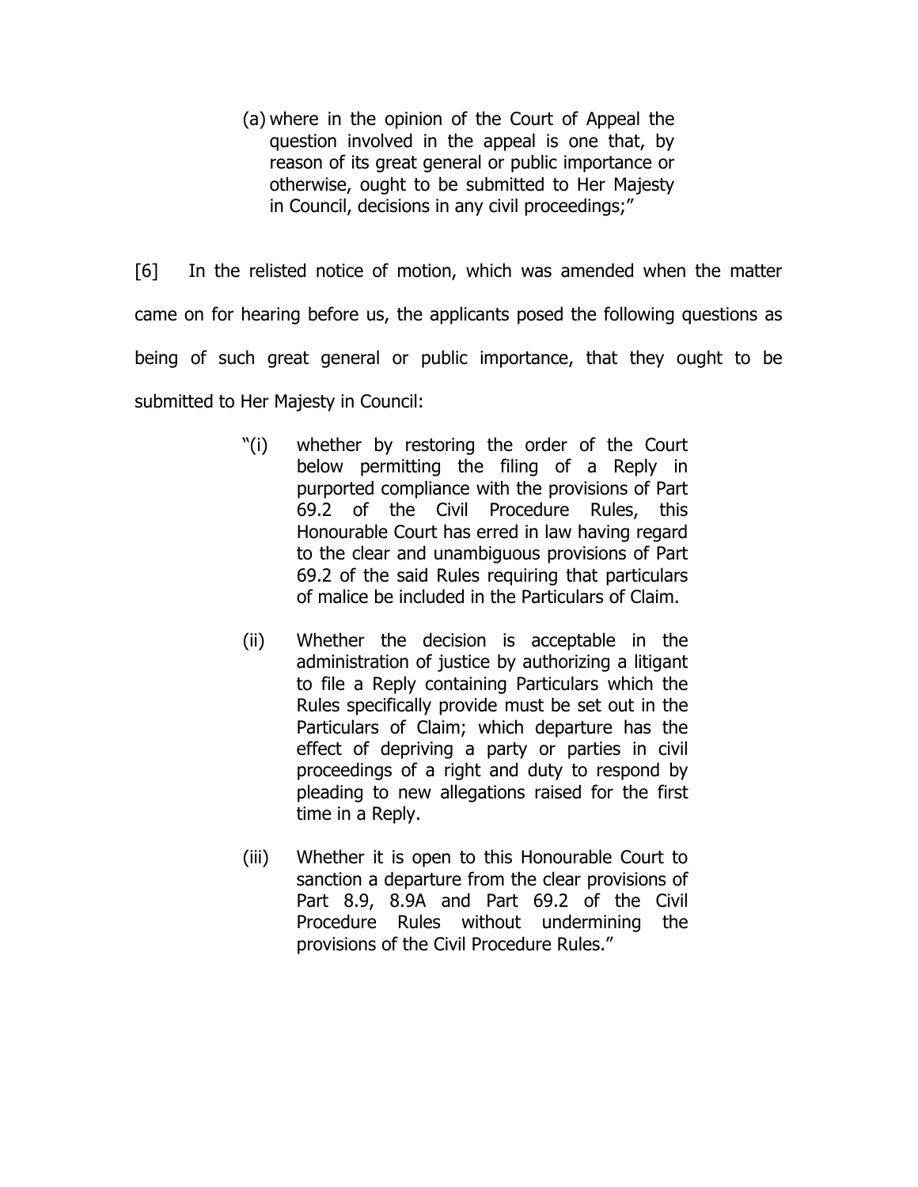> (a) where in the opinion of the Court of Appeal the question involved in the appeal is one that, by reason of its great general or public importance or otherwise, ought to be submitted to Her Majesty in Council, decisions in any civil proceedings;"

[6] In the relisted notice of motion, which was amended when the matter came on for hearing before us, the applicants posed the following questions as being of such great general or public importance, that they ought to be submitted to Her Majesty in Council:

> "(i) whether by restoring the order of the Court below permitting the filing of a Reply in purported compliance with the provisions of Part 69.2 of the Civil Procedure Rules, this Honourable Court has erred in law having regard to the clear and unambiguous provisions of Part 69.2 of the said Rules requiring that particulars of malice be included in the Particulars of Claim.
>
> (ii) Whether the decision is acceptable in the administration of justice by authorizing a litigant to file a Reply containing Particulars which the Rules specifically provide must be set out in the Particulars of Claim; which departure has the effect of depriving a party or parties in civil proceedings of a right and duty to respond by pleading to new allegations raised for the first time in a Reply.
>
> (iii) Whether it is open to this Honourable Court to sanction a departure from the clear provisions of Part 8.9, 8.9A and Part 69.2 of the Civil Procedure Rules without undermining the provisions of the Civil Procedure Rules."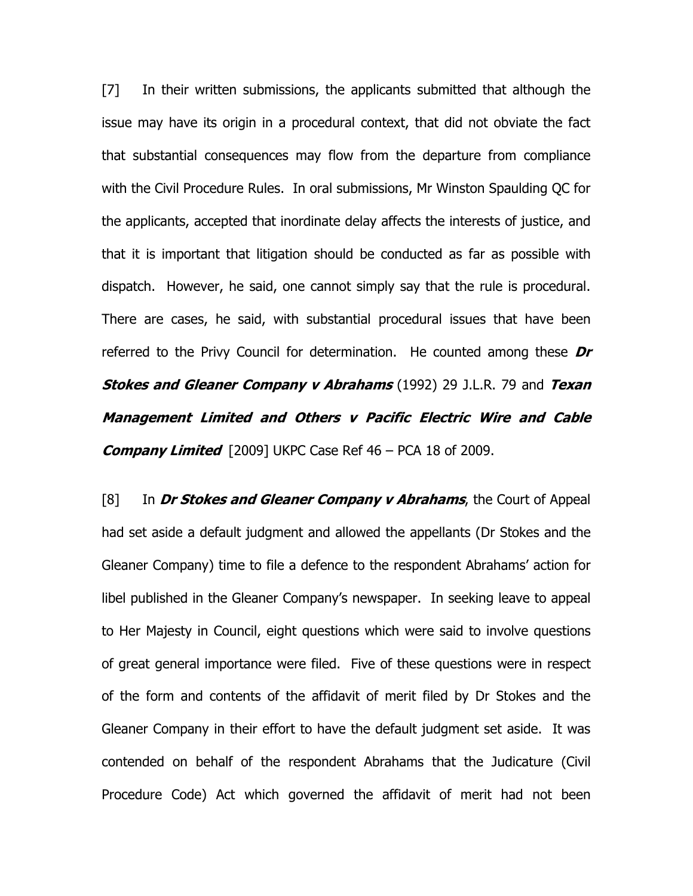[7] In their written submissions, the applicants submitted that although the issue may have its origin in a procedural context, that did not obviate the fact that substantial consequences may flow from the departure from compliance with the Civil Procedure Rules. In oral submissions, Mr Winston Spaulding QC for the applicants, accepted that inordinate delay affects the interests of justice, and that it is important that litigation should be conducted as far as possible with dispatch. However, he said, one cannot simply say that the rule is procedural. There are cases, he said, with substantial procedural issues that have been referred to the Privy Council for determination. He counted among these ***Dr Stokes and Gleaner Company v Abrahams*** (1992) 29 J.L.R. 79 and ***Texan Management Limited and Others v Pacific Electric Wire and Cable Company Limited*** [2009] UKPC Case Ref 46 – PCA 18 of 2009.

[8] In ***Dr Stokes and Gleaner Company v Abrahams***, the Court of Appeal had set aside a default judgment and allowed the appellants (Dr Stokes and the Gleaner Company) time to file a defence to the respondent Abrahams' action for libel published in the Gleaner Company's newspaper. In seeking leave to appeal to Her Majesty in Council, eight questions which were said to involve questions of great general importance were filed. Five of these questions were in respect of the form and contents of the affidavit of merit filed by Dr Stokes and the Gleaner Company in their effort to have the default judgment set aside. It was contended on behalf of the respondent Abrahams that the Judicature (Civil Procedure Code) Act which governed the affidavit of merit had not been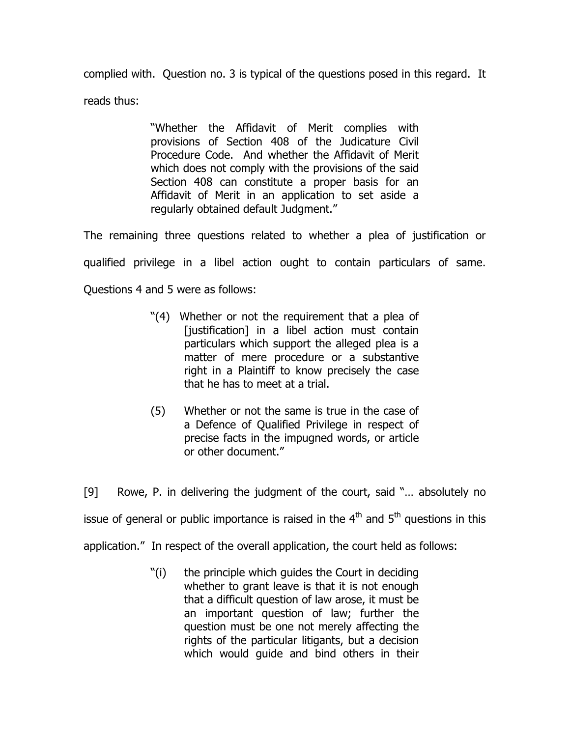complied with. Question no. 3 is typical of the questions posed in this regard. It reads thus:

> "Whether the Affidavit of Merit complies with provisions of Section 408 of the Judicature Civil Procedure Code. And whether the Affidavit of Merit which does not comply with the provisions of the said Section 408 can constitute a proper basis for an Affidavit of Merit in an application to set aside a regularly obtained default Judgment."

The remaining three questions related to whether a plea of justification or qualified privilege in a libel action ought to contain particulars of same. Questions 4 and 5 were as follows:

> "(4) Whether or not the requirement that a plea of [justification] in a libel action must contain particulars which support the alleged plea is a matter of mere procedure or a substantive right in a Plaintiff to know precisely the case that he has to meet at a trial.
>
> (5) Whether or not the same is true in the case of a Defence of Qualified Privilege in respect of precise facts in the impugned words, or article or other document."

[9] Rowe, P. in delivering the judgment of the court, said "… absolutely no issue of general or public importance is raised in the 4th and 5th questions in this application." In respect of the overall application, the court held as follows:

> "(i) the principle which guides the Court in deciding whether to grant leave is that it is not enough that a difficult question of law arose, it must be an important question of law; further the question must be one not merely affecting the rights of the particular litigants, but a decision which would guide and bind others in their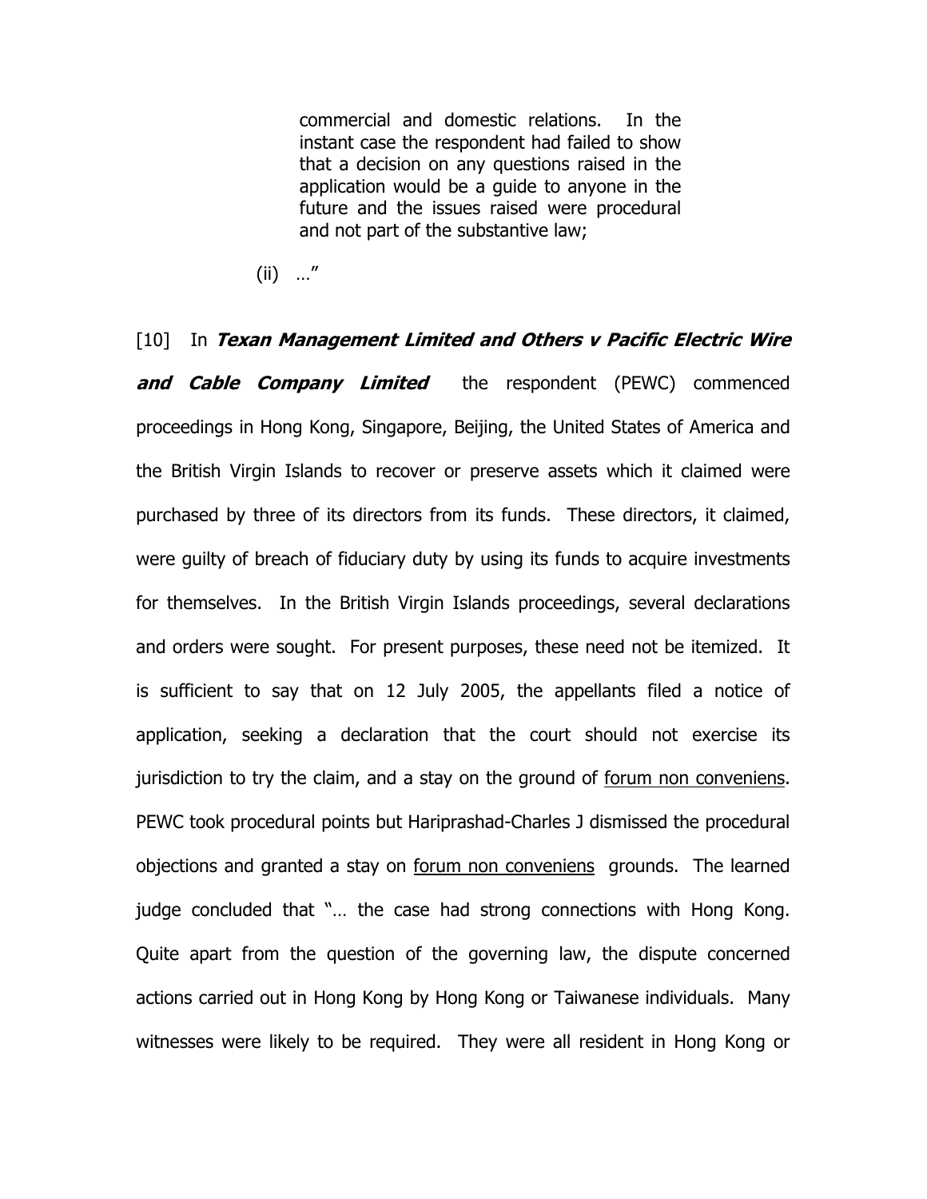> commercial and domestic relations. In the instant case the respondent had failed to show that a decision on any questions raised in the application would be a guide to anyone in the future and the issues raised were procedural and not part of the substantive law;
>
> (ii) …"

[10] In ***Texan Management Limited and Others v Pacific Electric Wire and Cable Company Limited*** the respondent (PEWC) commenced proceedings in Hong Kong, Singapore, Beijing, the United States of America and the British Virgin Islands to recover or preserve assets which it claimed were purchased by three of its directors from its funds. These directors, it claimed, were guilty of breach of fiduciary duty by using its funds to acquire investments for themselves. In the British Virgin Islands proceedings, several declarations and orders were sought. For present purposes, these need not be itemized. It is sufficient to say that on 12 July 2005, the appellants filed a notice of application, seeking a declaration that the court should not exercise its jurisdiction to try the claim, and a stay on the ground of <u>forum non conveniens</u>. PEWC took procedural points but Hariprashad-Charles J dismissed the procedural objections and granted a stay on <u>forum non conveniens</u> grounds. The learned judge concluded that "… the case had strong connections with Hong Kong. Quite apart from the question of the governing law, the dispute concerned actions carried out in Hong Kong by Hong Kong or Taiwanese individuals. Many witnesses were likely to be required. They were all resident in Hong Kong or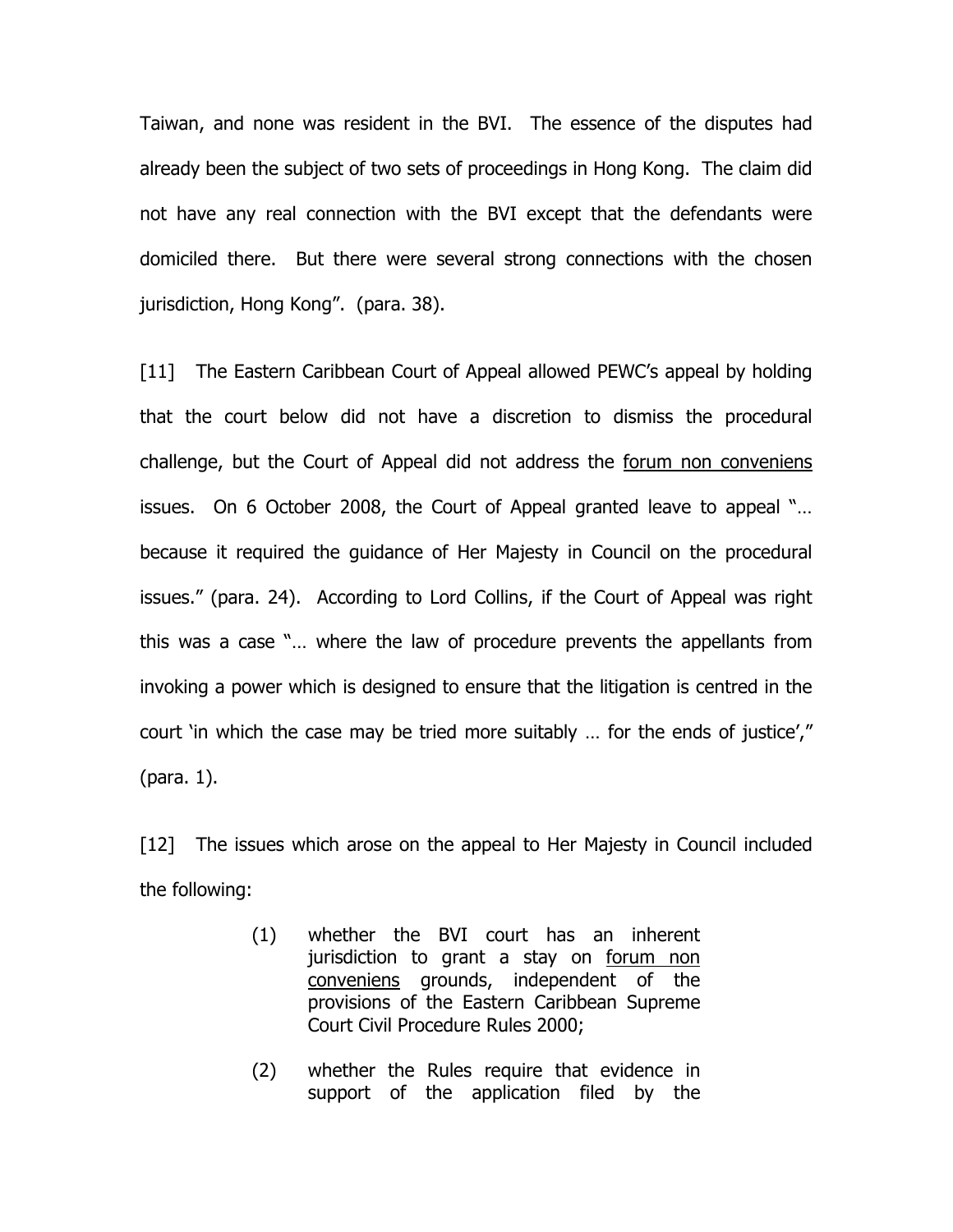Taiwan, and none was resident in the BVI. The essence of the disputes had already been the subject of two sets of proceedings in Hong Kong. The claim did not have any real connection with the BVI except that the defendants were domiciled there. But there were several strong connections with the chosen jurisdiction, Hong Kong". (para. 38).

[11] The Eastern Caribbean Court of Appeal allowed PEWC's appeal by holding that the court below did not have a discretion to dismiss the procedural challenge, but the Court of Appeal did not address the forum non conveniens issues. On 6 October 2008, the Court of Appeal granted leave to appeal "… because it required the guidance of Her Majesty in Council on the procedural issues." (para. 24). According to Lord Collins, if the Court of Appeal was right this was a case "… where the law of procedure prevents the appellants from invoking a power which is designed to ensure that the litigation is centred in the court 'in which the case may be tried more suitably … for the ends of justice'," (para. 1).

[12] The issues which arose on the appeal to Her Majesty in Council included the following:

> (1) whether the BVI court has an inherent jurisdiction to grant a stay on forum non conveniens grounds, independent of the provisions of the Eastern Caribbean Supreme Court Civil Procedure Rules 2000;
>
> (2) whether the Rules require that evidence in support of the application filed by the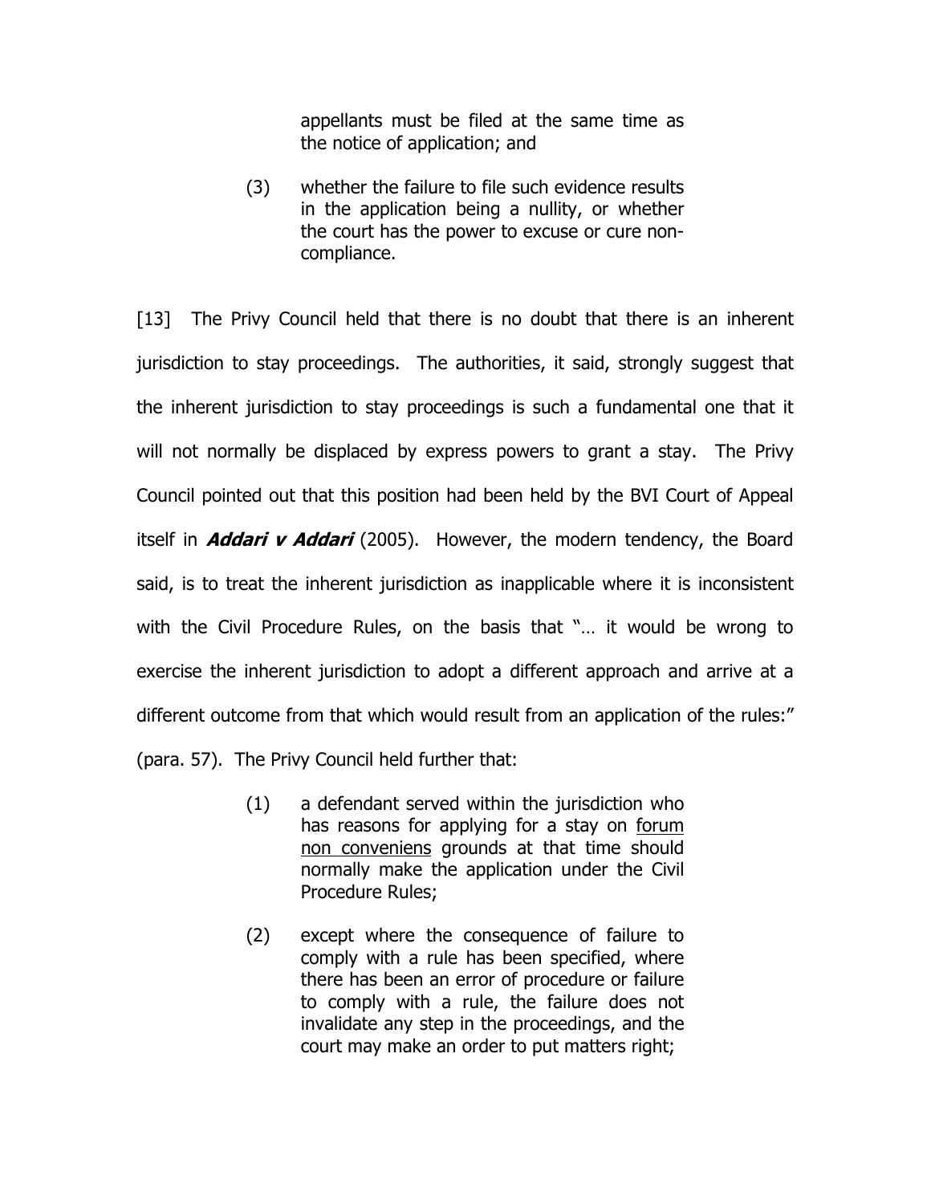appellants must be filed at the same time as the notice of application; and

(3) whether the failure to file such evidence results in the application being a nullity, or whether the court has the power to excuse or cure non-compliance.

[13] The Privy Council held that there is no doubt that there is an inherent jurisdiction to stay proceedings. The authorities, it said, strongly suggest that the inherent jurisdiction to stay proceedings is such a fundamental one that it will not normally be displaced by express powers to grant a stay. The Privy Council pointed out that this position had been held by the BVI Court of Appeal itself in ***Addari v Addari*** (2005). However, the modern tendency, the Board said, is to treat the inherent jurisdiction as inapplicable where it is inconsistent with the Civil Procedure Rules, on the basis that "… it would be wrong to exercise the inherent jurisdiction to adopt a different approach and arrive at a different outcome from that which would result from an application of the rules:" (para. 57). The Privy Council held further that:

(1) a defendant served within the jurisdiction who has reasons for applying for a stay on <u>forum non conveniens</u> grounds at that time should normally make the application under the Civil Procedure Rules;

(2) except where the consequence of failure to comply with a rule has been specified, where there has been an error of procedure or failure to comply with a rule, the failure does not invalidate any step in the proceedings, and the court may make an order to put matters right;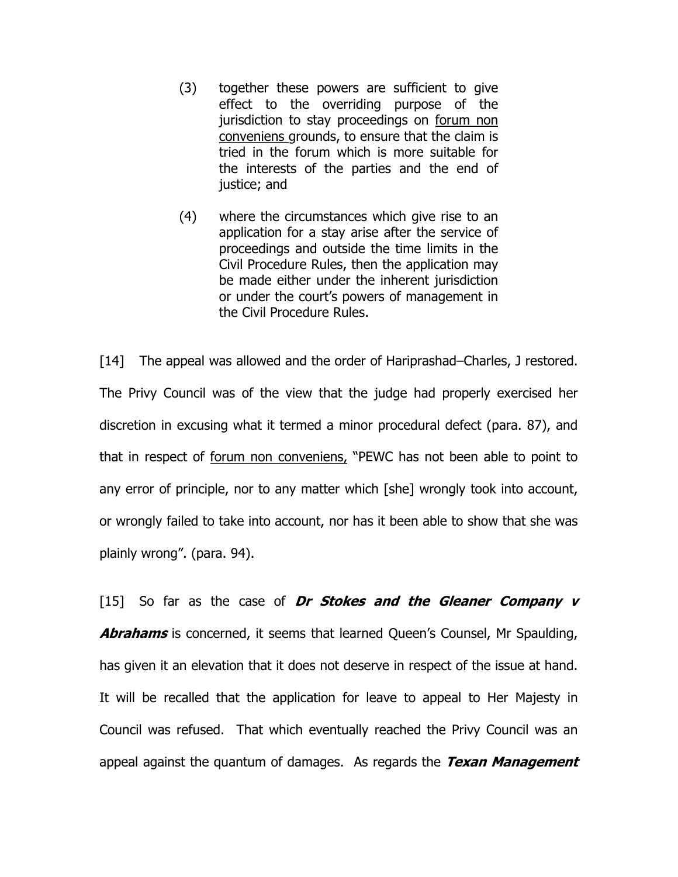(3) together these powers are sufficient to give effect to the overriding purpose of the jurisdiction to stay proceedings on forum non conveniens grounds, to ensure that the claim is tried in the forum which is more suitable for the interests of the parties and the end of justice; and

(4) where the circumstances which give rise to an application for a stay arise after the service of proceedings and outside the time limits in the Civil Procedure Rules, then the application may be made either under the inherent jurisdiction or under the court's powers of management in the Civil Procedure Rules.

[14] The appeal was allowed and the order of Hariprashad–Charles, J restored. The Privy Council was of the view that the judge had properly exercised her discretion in excusing what it termed a minor procedural defect (para. 87), and that in respect of forum non conveniens, "PEWC has not been able to point to any error of principle, nor to any matter which [she] wrongly took into account, or wrongly failed to take into account, nor has it been able to show that she was plainly wrong". (para. 94).

[15] So far as the case of ***Dr Stokes and the Gleaner Company v Abrahams*** is concerned, it seems that learned Queen's Counsel, Mr Spaulding, has given it an elevation that it does not deserve in respect of the issue at hand. It will be recalled that the application for leave to appeal to Her Majesty in Council was refused. That which eventually reached the Privy Council was an appeal against the quantum of damages. As regards the ***Texan Management***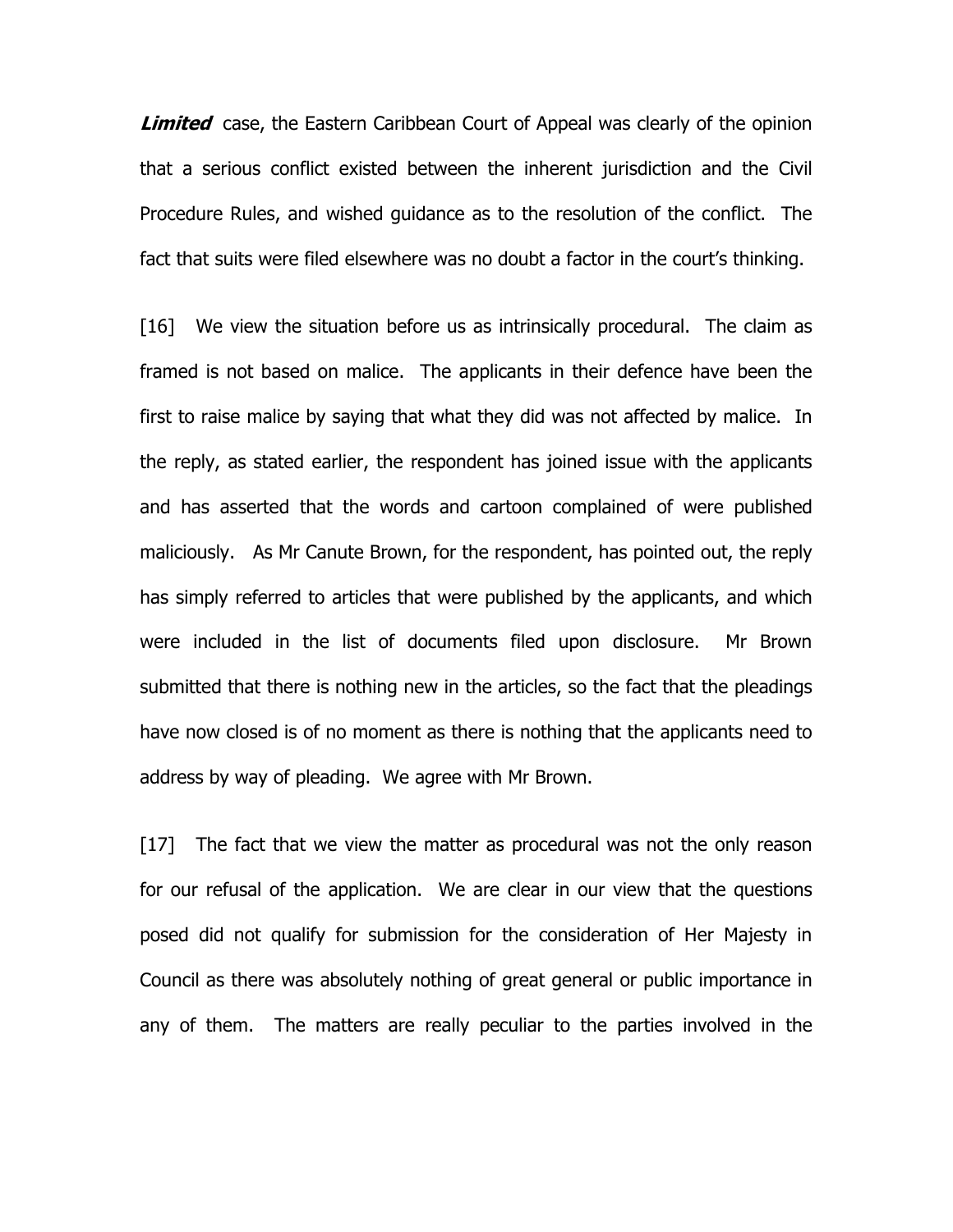***Limited*** case, the Eastern Caribbean Court of Appeal was clearly of the opinion that a serious conflict existed between the inherent jurisdiction and the Civil Procedure Rules, and wished guidance as to the resolution of the conflict. The fact that suits were filed elsewhere was no doubt a factor in the court's thinking.

[16] We view the situation before us as intrinsically procedural. The claim as framed is not based on malice. The applicants in their defence have been the first to raise malice by saying that what they did was not affected by malice. In the reply, as stated earlier, the respondent has joined issue with the applicants and has asserted that the words and cartoon complained of were published maliciously. As Mr Canute Brown, for the respondent, has pointed out, the reply has simply referred to articles that were published by the applicants, and which were included in the list of documents filed upon disclosure. Mr Brown submitted that there is nothing new in the articles, so the fact that the pleadings have now closed is of no moment as there is nothing that the applicants need to address by way of pleading. We agree with Mr Brown.

[17] The fact that we view the matter as procedural was not the only reason for our refusal of the application. We are clear in our view that the questions posed did not qualify for submission for the consideration of Her Majesty in Council as there was absolutely nothing of great general or public importance in any of them. The matters are really peculiar to the parties involved in the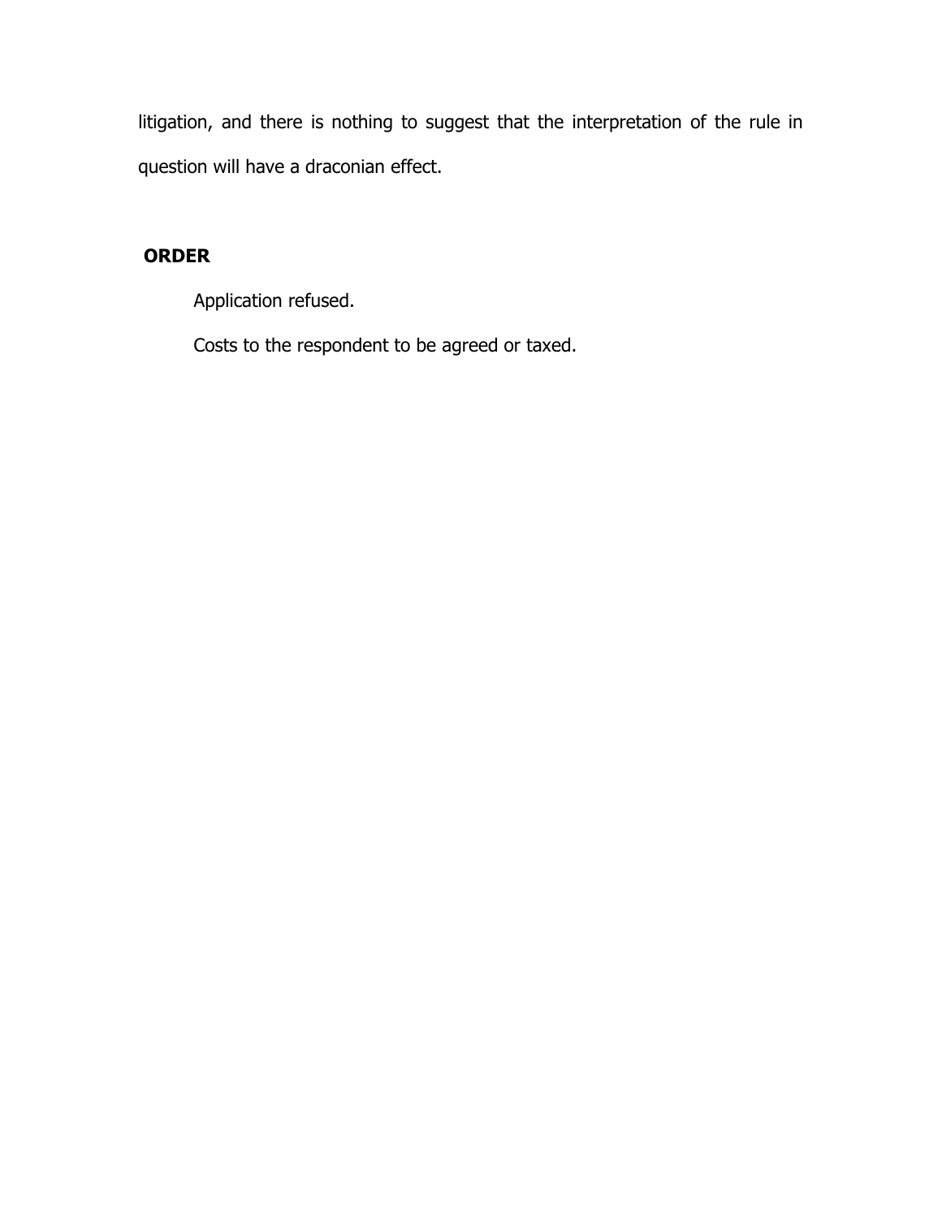litigation, and there is nothing to suggest that the interpretation of the rule in question will have a draconian effect.

**ORDER**

Application refused.

Costs to the respondent to be agreed or taxed.